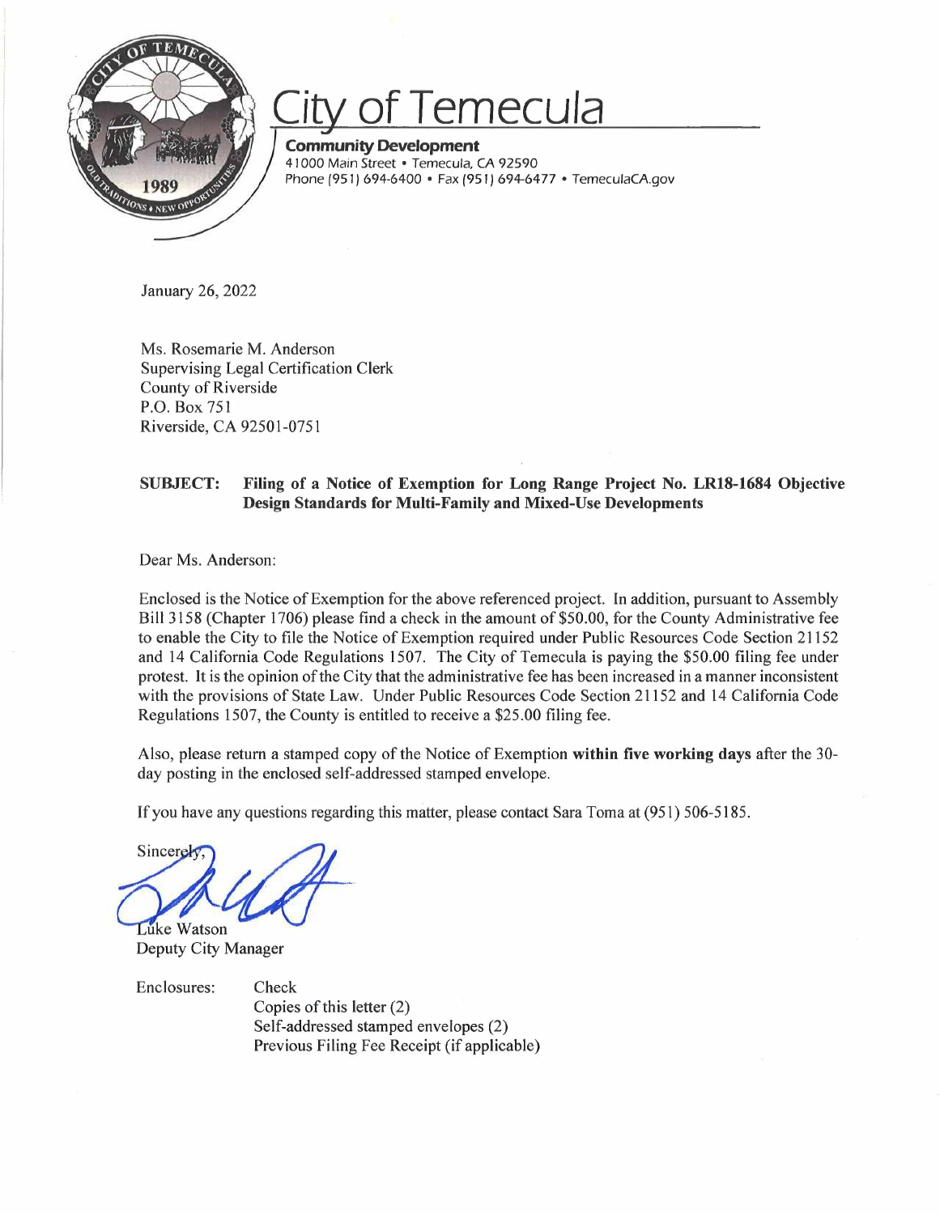# City of Temecula

**Community Development**
41000 Main Street • Temecula, CA 92590
Phone (951) 694-6400 • Fax (951) 694-6477 • TemeculaCA.gov

January 26, 2022

Ms. Rosemarie M. Anderson
Supervising Legal Certification Clerk
County of Riverside
P.O. Box 751
Riverside, CA 92501-0751

**SUBJECT: Filing of a Notice of Exemption for Long Range Project No. LR18-1684 Objective Design Standards for Multi-Family and Mixed-Use Developments**

Dear Ms. Anderson:

Enclosed is the Notice of Exemption for the above referenced project. In addition, pursuant to Assembly Bill 3158 (Chapter 1706) please find a check in the amount of $50.00, for the County Administrative fee to enable the City to file the Notice of Exemption required under Public Resources Code Section 21152 and 14 California Code Regulations 1507. The City of Temecula is paying the $50.00 filing fee under protest. It is the opinion of the City that the administrative fee has been increased in a manner inconsistent with the provisions of State Law. Under Public Resources Code Section 21152 and 14 California Code Regulations 1507, the County is entitled to receive a $25.00 filing fee.

Also, please return a stamped copy of the Notice of Exemption **within five working days** after the 30-day posting in the enclosed self-addressed stamped envelope.

If you have any questions regarding this matter, please contact Sara Toma at (951) 506-5185.

Sincerely,

Luke Watson
Deputy City Manager

Enclosures: Check
Copies of this letter (2)
Self-addressed stamped envelopes (2)
Previous Filing Fee Receipt (if applicable)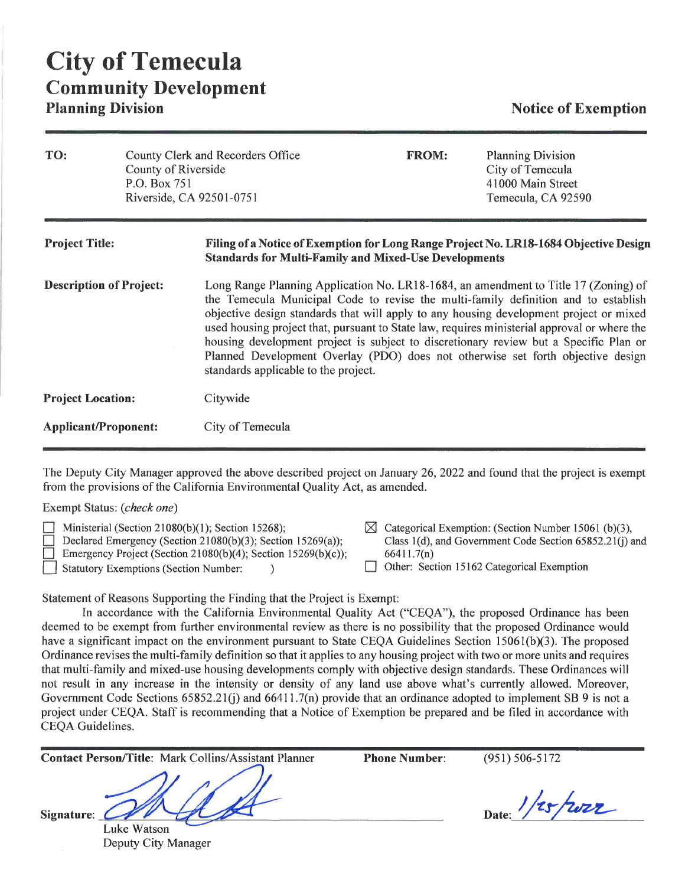# City of Temecula

## Community Development

### Planning Division

**Notice of Exemption**

| | | | |
|---|---|---|---|
| **TO:** | County Clerk and Recorders Office<br>County of Riverside<br>P.O. Box 751<br>Riverside, CA 92501-0751 | **FROM:** | Planning Division<br>City of Temecula<br>41000 Main Street<br>Temecula, CA 92590 |

| | |
|---|---|
| **Project Title:** | **Filing of a Notice of Exemption for Long Range Project No. LR18-1684 Objective Design Standards for Multi-Family and Mixed-Use Developments** |
| **Description of Project:** | Long Range Planning Application No. LR18-1684, an amendment to Title 17 (Zoning) of the Temecula Municipal Code to revise the multi-family definition and to establish objective design standards that will apply to any housing development project or mixed used housing project that, pursuant to State law, requires ministerial approval or where the housing development project is subject to discretionary review but a Specific Plan or Planned Development Overlay (PDO) does not otherwise set forth objective design standards applicable to the project. |
| **Project Location:** | Citywide |
| **Applicant/Proponent:** | City of Temecula |

The Deputy City Manager approved the above described project on January 26, 2022 and found that the project is exempt from the provisions of the California Environmental Quality Act, as amended.

Exempt Status: *(check one)*

- ☐ Ministerial (Section 21080(b)(1); Section 15268);
- ☐ Declared Emergency (Section 21080(b)(3); Section 15269(a));
- ☐ Emergency Project (Section 21080(b)(4); Section 15269(b)(c));
- ☐ Statutory Exemptions (Section Number: )
- ☒ Categorical Exemption: (Section Number 15061 (b)(3), Class 1(d), and Government Code Section 65852.21(j) and 66411.7(n)
- ☐ Other: Section 15162 Categorical Exemption

Statement of Reasons Supporting the Finding that the Project is Exempt:

In accordance with the California Environmental Quality Act ("CEQA"), the proposed Ordinance has been deemed to be exempt from further environmental review as there is no possibility that the proposed Ordinance would have a significant impact on the environment pursuant to State CEQA Guidelines Section 15061(b)(3). The proposed Ordinance revises the multi-family definition so that it applies to any housing project with two or more units and requires that multi-family and mixed-use housing developments comply with objective design standards. These Ordinances will not result in any increase in the intensity or density of any land use above what's currently allowed. Moreover, Government Code Sections 65852.21(j) and 66411.7(n) provide that an ordinance adopted to implement SB 9 is not a project under CEQA. Staff is recommending that a Notice of Exemption be prepared and be filed in accordance with CEQA Guidelines.

**Contact Person/Title**: Mark Collins/Assistant Planner **Phone Number**: (951) 506-5172

**Signature**: [signature]
Luke Watson
Deputy City Manager

**Date**: 1/25/2022